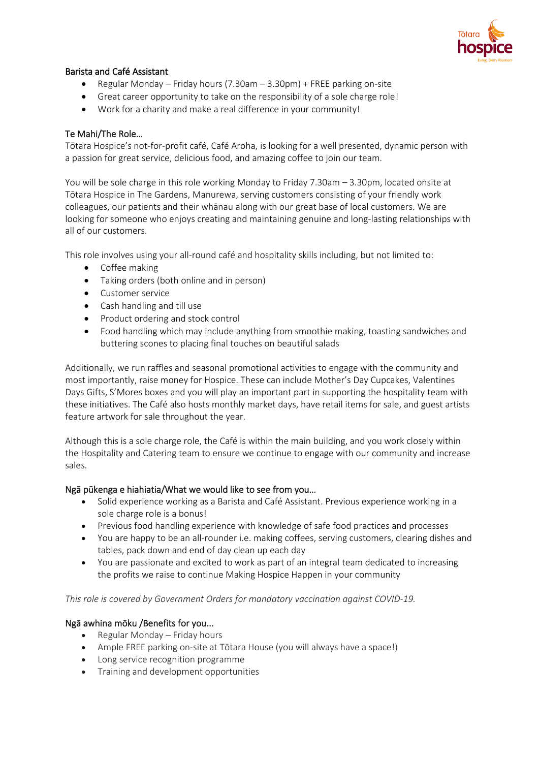## Barista and Café Assistant

- Regular Monday – Friday hours (7.30am – 3.30pm) + FREE parking on-site
- Great career opportunity to take on the responsibility of a sole charge role!
- Work for a charity and make a real difference in your community!

## Te Mahi/The Role…

Tōtara Hospice's not-for-profit café, Café Aroha, is looking for a well presented, dynamic person with a passion for great service, delicious food, and amazing coffee to join our team.

You will be sole charge in this role working Monday to Friday 7.30am – 3.30pm, located onsite at Tōtara Hospice in The Gardens, Manurewa, serving customers consisting of your friendly work colleagues, our patients and their whānau along with our great base of local customers. We are looking for someone who enjoys creating and maintaining genuine and long-lasting relationships with all of our customers.

This role involves using your all-round café and hospitality skills including, but not limited to:

- Coffee making
- Taking orders (both online and in person)
- Customer service
- Cash handling and till use
- Product ordering and stock control
- Food handling which may include anything from smoothie making, toasting sandwiches and buttering scones to placing final touches on beautiful salads

Additionally, we run raffles and seasonal promotional activities to engage with the community and most importantly, raise money for Hospice. These can include Mother's Day Cupcakes, Valentines Days Gifts, S'Mores boxes and you will play an important part in supporting the hospitality team with these initiatives. The Café also hosts monthly market days, have retail items for sale, and guest artists feature artwork for sale throughout the year.

Although this is a sole charge role, the Café is within the main building, and you work closely within the Hospitality and Catering team to ensure we continue to engage with our community and increase sales.

## Ngā pūkenga e hiahiatia/What we would like to see from you…

- Solid experience working as a Barista and Café Assistant. Previous experience working in a sole charge role is a bonus!
- Previous food handling experience with knowledge of safe food practices and processes
- You are happy to be an all-rounder i.e. making coffees, serving customers, clearing dishes and tables, pack down and end of day clean up each day
- You are passionate and excited to work as part of an integral team dedicated to increasing the profits we raise to continue Making Hospice Happen in your community

*This role is covered by Government Orders for mandatory vaccination against COVID-19.*

## Ngā awhina mōku /Benefits for you…

- Regular Monday – Friday hours
- Ample FREE parking on-site at Tōtara House (you will always have a space!)
- Long service recognition programme
- Training and development opportunities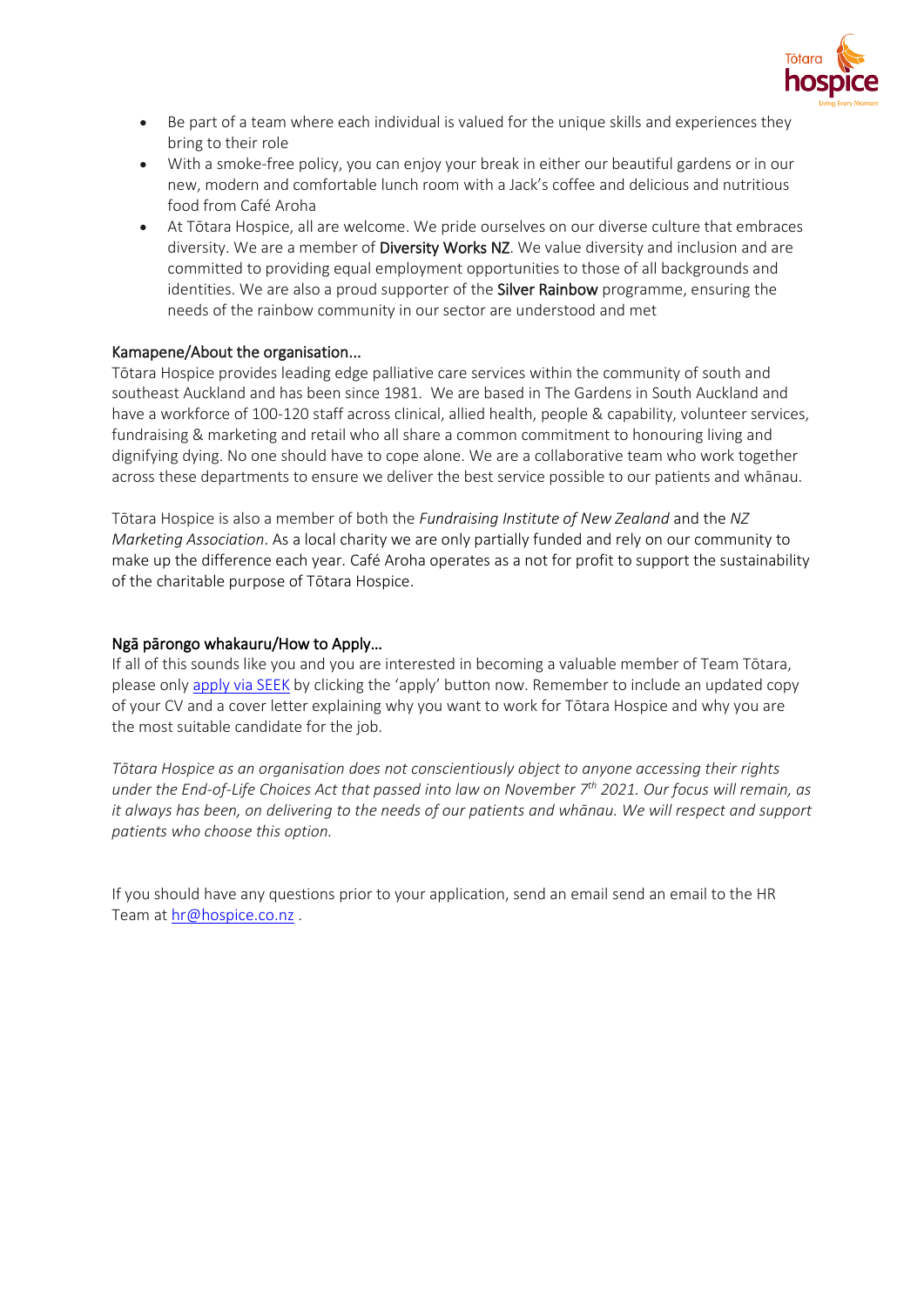- Be part of a team where each individual is valued for the unique skills and experiences they bring to their role
- With a smoke-free policy, you can enjoy your break in either our beautiful gardens or in our new, modern and comfortable lunch room with a Jack's coffee and delicious and nutritious food from Café Aroha
- At Tōtara Hospice, all are welcome. We pride ourselves on our diverse culture that embraces diversity. We are a member of **Diversity Works NZ**. We value diversity and inclusion and are committed to providing equal employment opportunities to those of all backgrounds and identities. We are also a proud supporter of the **Silver Rainbow** programme, ensuring the needs of the rainbow community in our sector are understood and met

## Kamapene/About the organisation...

Tōtara Hospice provides leading edge palliative care services within the community of south and southeast Auckland and has been since 1981. We are based in The Gardens in South Auckland and have a workforce of 100-120 staff across clinical, allied health, people & capability, volunteer services, fundraising & marketing and retail who all share a common commitment to honouring living and dignifying dying. No one should have to cope alone. We are a collaborative team who work together across these departments to ensure we deliver the best service possible to our patients and whānau.

Tōtara Hospice is also a member of both the *Fundraising Institute of New Zealand* and the *NZ Marketing Association*. As a local charity we are only partially funded and rely on our community to make up the difference each year. Café Aroha operates as a not for profit to support the sustainability of the charitable purpose of Tōtara Hospice.

## Ngā pārongo whakauru/How to Apply...

If all of this sounds like you and you are interested in becoming a valuable member of Team Tōtara, please only apply via SEEK by clicking the 'apply' button now. Remember to include an updated copy of your CV and a cover letter explaining why you want to work for Tōtara Hospice and why you are the most suitable candidate for the job.

*Tōtara Hospice as an organisation does not conscientiously object to anyone accessing their rights under the End-of-Life Choices Act that passed into law on November 7th 2021. Our focus will remain, as it always has been, on delivering to the needs of our patients and whānau. We will respect and support patients who choose this option.*

If you should have any questions prior to your application, send an email send an email to the HR Team at hr@hospice.co.nz .